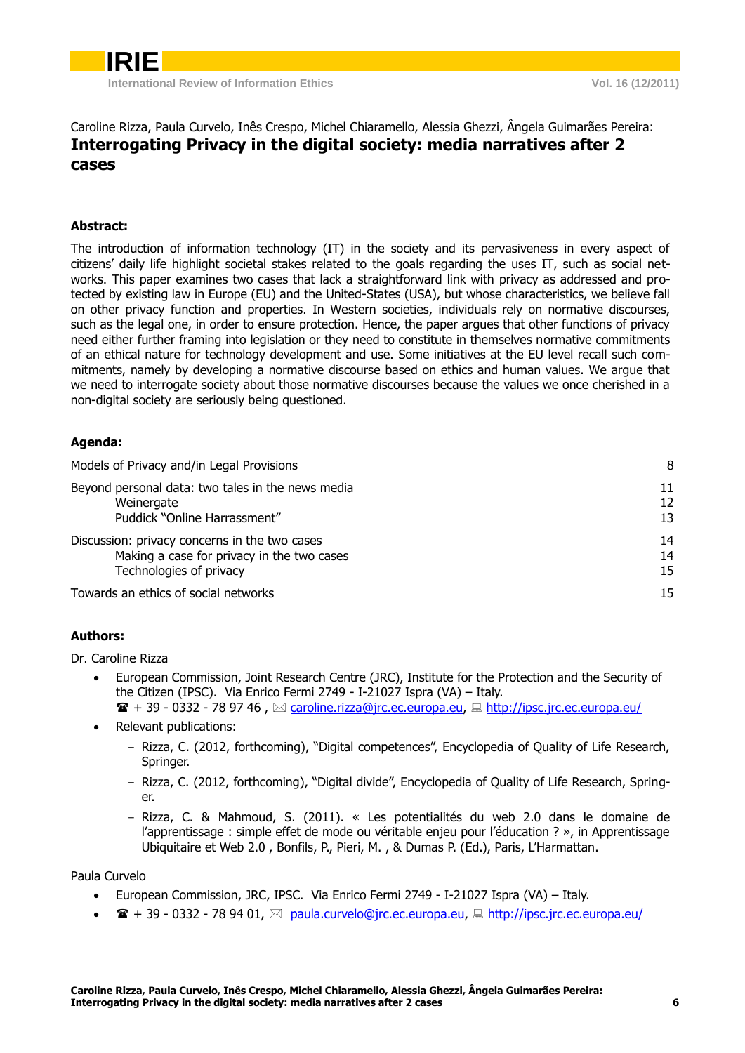Caroline Rizza, Paula Curvelo, Inês Crespo, Michel Chiaramello, Alessia Ghezzi, Ângela Guimarães Pereira:

# Interrogating Privacy in the digital society: media narratives after 2 cases

## Abstract:

The introduction of information technology (IT) in the society and its pervasiveness in every aspect of citizens' daily life highlight societal stakes related to the goals regarding the uses IT, such as social networks. This paper examines two cases that lack a straightforward link with privacy as addressed and protected by existing law in Europe (EU) and the United-States (USA), but whose characteristics, we believe fall on other privacy function and properties. In Western societies, individuals rely on normative discourses, such as the legal one, in order to ensure protection. Hence, the paper argues that other functions of privacy need either further framing into legislation or they need to constitute in themselves normative commitments of an ethical nature for technology development and use. Some initiatives at the EU level recall such commitments, namely by developing a normative discourse based on ethics and human values. We argue that we need to interrogate society about those normative discourses because the values we once cherished in a non-digital society are seriously being questioned.

## Agenda:

| | |
|---|---|
| Models of Privacy and/in Legal Provisions | 8 |
| Beyond personal data: two tales in the news media | 11 |
| Weinergate | 12 |
| Puddick "Online Harrassment" | 13 |
| Discussion: privacy concerns in the two cases | 14 |
| Making a case for privacy in the two cases | 14 |
| Technologies of privacy | 15 |
| Towards an ethics of social networks | 15 |

## Authors:

Dr. Caroline Rizza

- European Commission, Joint Research Centre (JRC), Institute for the Protection and the Security of the Citizen (IPSC). Via Enrico Fermi 2749 - I-21027 Ispra (VA) – Italy.
  ☎ + 39 - 0332 - 78 97 46 , ✉ caroline.rizza@jrc.ec.europa.eu, 💻 http://ipsc.jrc.ec.europa.eu/
- Relevant publications:
  - Rizza, C. (2012, forthcoming), "Digital competences", Encyclopedia of Quality of Life Research, Springer.
  - Rizza, C. (2012, forthcoming), "Digital divide", Encyclopedia of Quality of Life Research, Springer.
  - Rizza, C. & Mahmoud, S. (2011). « Les potentialités du web 2.0 dans le domaine de l'apprentissage : simple effet de mode ou véritable enjeu pour l'éducation ? », in Apprentissage Ubiquitaire et Web 2.0 , Bonfils, P., Pieri, M. , & Dumas P. (Ed.), Paris, L'Harmattan.

Paula Curvelo

- European Commission, JRC, IPSC. Via Enrico Fermi 2749 - I-21027 Ispra (VA) – Italy.
- ☎ + 39 - 0332 - 78 94 01, ✉ paula.curvelo@jrc.ec.europa.eu, 💻 http://ipsc.jrc.ec.europa.eu/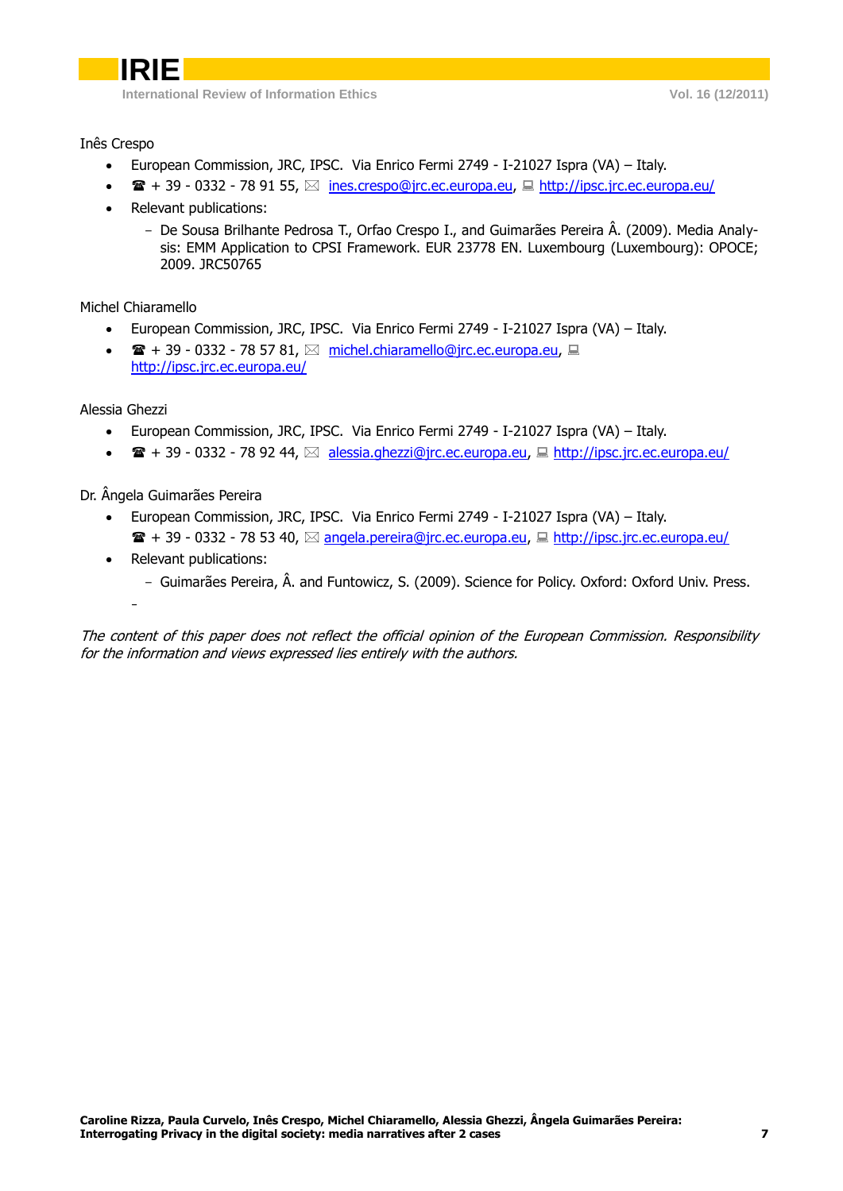Inês Crespo

- European Commission, JRC, IPSC.  Via Enrico Fermi 2749 - I-21027 Ispra (VA) – Italy.
- ☎ + 39 - 0332 - 78 91 55, ✉ ines.crespo@jrc.ec.europa.eu, 💻 http://ipsc.jrc.ec.europa.eu/
- Relevant publications:
  - De Sousa Brilhante Pedrosa T., Orfao Crespo I., and Guimarães Pereira Â. (2009). Media Analysis: EMM Application to CPSI Framework. EUR 23778 EN. Luxembourg (Luxembourg): OPOCE; 2009. JRC50765

Michel Chiaramello

- European Commission, JRC, IPSC.  Via Enrico Fermi 2749 - I-21027 Ispra (VA) – Italy.
- ☎ + 39 - 0332 - 78 57 81, ✉ michel.chiaramello@jrc.ec.europa.eu, 💻 http://ipsc.jrc.ec.europa.eu/

Alessia Ghezzi

- European Commission, JRC, IPSC.  Via Enrico Fermi 2749 - I-21027 Ispra (VA) – Italy.
- ☎ + 39 - 0332 - 78 92 44, ✉ alessia.ghezzi@jrc.ec.europa.eu, 💻 http://ipsc.jrc.ec.europa.eu/

Dr. Ângela Guimarães Pereira

- European Commission, JRC, IPSC.  Via Enrico Fermi 2749 - I-21027 Ispra (VA) – Italy.
  ☎ + 39 - 0332 - 78 53 40, ✉ angela.pereira@jrc.ec.europa.eu, 💻 http://ipsc.jrc.ec.europa.eu/
- Relevant publications:
  - Guimarães Pereira, Â. and Funtowicz, S. (2009). Science for Policy. Oxford: Oxford Univ. Press.
  - 

*The content of this paper does not reflect the official opinion of the European Commission. Responsibility for the information and views expressed lies entirely with the authors.*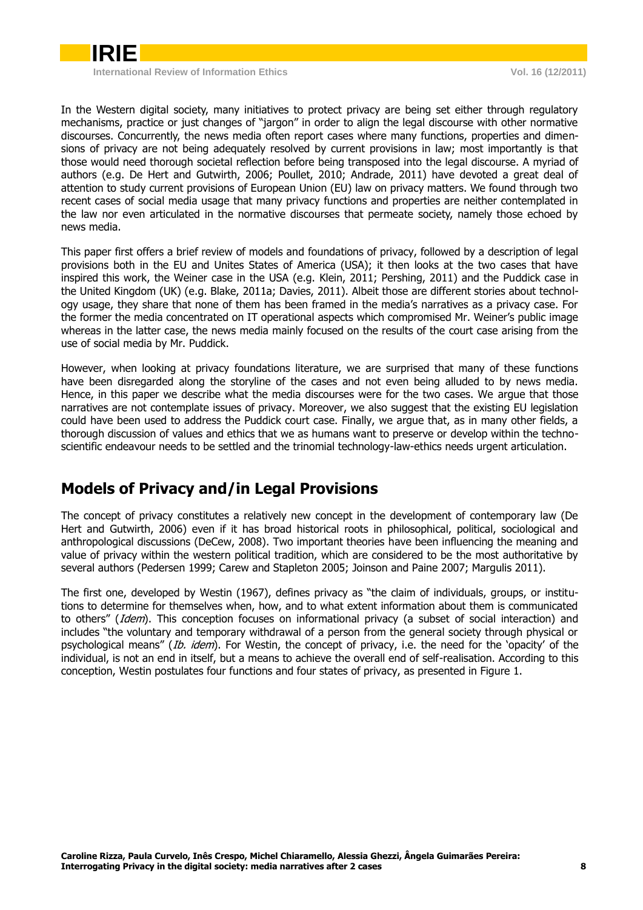In the Western digital society, many initiatives to protect privacy are being set either through regulatory mechanisms, practice or just changes of "jargon" in order to align the legal discourse with other normative discourses. Concurrently, the news media often report cases where many functions, properties and dimensions of privacy are not being adequately resolved by current provisions in law; most importantly is that those would need thorough societal reflection before being transposed into the legal discourse. A myriad of authors (e.g. De Hert and Gutwirth, 2006; Poullet, 2010; Andrade, 2011) have devoted a great deal of attention to study current provisions of European Union (EU) law on privacy matters. We found through two recent cases of social media usage that many privacy functions and properties are neither contemplated in the law nor even articulated in the normative discourses that permeate society, namely those echoed by news media.

This paper first offers a brief review of models and foundations of privacy, followed by a description of legal provisions both in the EU and Unites States of America (USA); it then looks at the two cases that have inspired this work, the Weiner case in the USA (e.g. Klein, 2011; Pershing, 2011) and the Puddick case in the United Kingdom (UK) (e.g. Blake, 2011a; Davies, 2011). Albeit those are different stories about technology usage, they share that none of them has been framed in the media's narratives as a privacy case. For the former the media concentrated on IT operational aspects which compromised Mr. Weiner's public image whereas in the latter case, the news media mainly focused on the results of the court case arising from the use of social media by Mr. Puddick.

However, when looking at privacy foundations literature, we are surprised that many of these functions have been disregarded along the storyline of the cases and not even being alluded to by news media. Hence, in this paper we describe what the media discourses were for the two cases. We argue that those narratives are not contemplate issues of privacy. Moreover, we also suggest that the existing EU legislation could have been used to address the Puddick court case. Finally, we argue that, as in many other fields, a thorough discussion of values and ethics that we as humans want to preserve or develop within the techno-scientific endeavour needs to be settled and the trinomial technology-law-ethics needs urgent articulation.

## Models of Privacy and/in Legal Provisions

The concept of privacy constitutes a relatively new concept in the development of contemporary law (De Hert and Gutwirth, 2006) even if it has broad historical roots in philosophical, political, sociological and anthropological discussions (DeCew, 2008). Two important theories have been influencing the meaning and value of privacy within the western political tradition, which are considered to be the most authoritative by several authors (Pedersen 1999; Carew and Stapleton 2005; Joinson and Paine 2007; Margulis 2011).

The first one, developed by Westin (1967), defines privacy as "the claim of individuals, groups, or institutions to determine for themselves when, how, and to what extent information about them is communicated to others" (*Idem*). This conception focuses on informational privacy (a subset of social interaction) and includes "the voluntary and temporary withdrawal of a person from the general society through physical or psychological means" (*Ib. idem*). For Westin, the concept of privacy, i.e. the need for the 'opacity' of the individual, is not an end in itself, but a means to achieve the overall end of self-realisation. According to this conception, Westin postulates four functions and four states of privacy, as presented in Figure 1.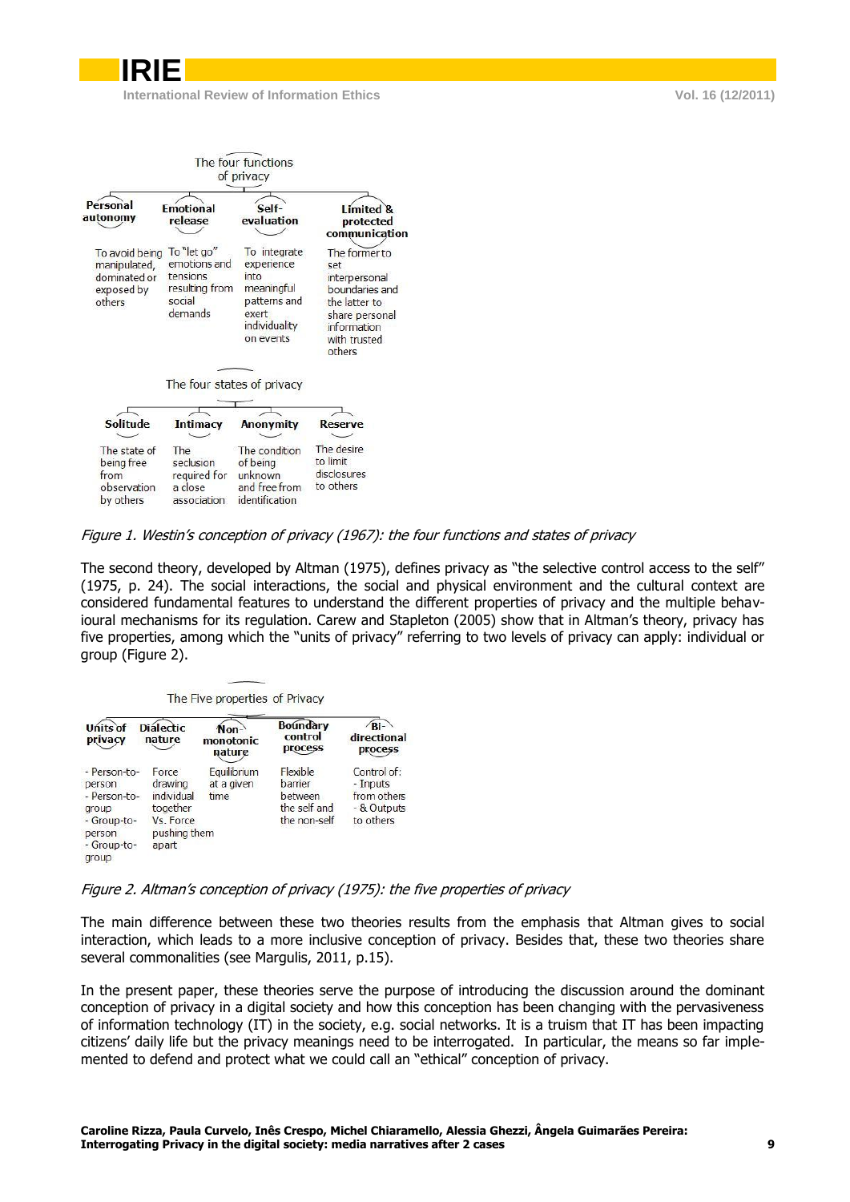The four functions of privacy

| Personal autonomy | Emotional release | Self-evaluation | Limited & protected communication |
|---|---|---|---|
| To avoid being manipulated, dominated or exposed by others | To "let go" emotions and tensions resulting from social demands | To integrate experience into meaningful patterns and exert individuality on events | The former to set interpersonal boundaries and the latter to share personal information with trusted others |

The four states of privacy

| Solitude | Intimacy | Anonymity | Reserve |
|---|---|---|---|
| The state of being free from observation by others | The seclusion required for a close association | The condition of being unknown and free from identification | The desire to limit disclosures to others |

*Figure 1. Westin's conception of privacy (1967): the four functions and states of privacy*

The second theory, developed by Altman (1975), defines privacy as "the selective control access to the self" (1975, p. 24). The social interactions, the social and physical environment and the cultural context are considered fundamental features to understand the different properties of privacy and the multiple behavioural mechanisms for its regulation. Carew and Stapleton (2005) show that in Altman's theory, privacy has five properties, among which the "units of privacy" referring to two levels of privacy can apply: individual or group (Figure 2).

The Five properties of Privacy

| Units of privacy | Dialectic nature | Non-monotonic nature | Boundary control process | Bi-directional process |
|---|---|---|---|---|
| - Person-to-person<br>- Person-to-group<br>- Group-to-person<br>- Group-to-group | Force drawing individual together Vs. Force pushing them apart | Equilibrium at a given time | Flexible barrier between the self and the non-self | Control of:<br>- Inputs from others<br>- & Outputs to others |

*Figure 2. Altman's conception of privacy (1975): the five properties of privacy*

The main difference between these two theories results from the emphasis that Altman gives to social interaction, which leads to a more inclusive conception of privacy. Besides that, these two theories share several commonalities (see Margulis, 2011, p.15).

In the present paper, these theories serve the purpose of introducing the discussion around the dominant conception of privacy in a digital society and how this conception has been changing with the pervasiveness of information technology (IT) in the society, e.g. social networks. It is a truism that IT has been impacting citizens' daily life but the privacy meanings need to be interrogated. In particular, the means so far implemented to defend and protect what we could call an "ethical" conception of privacy.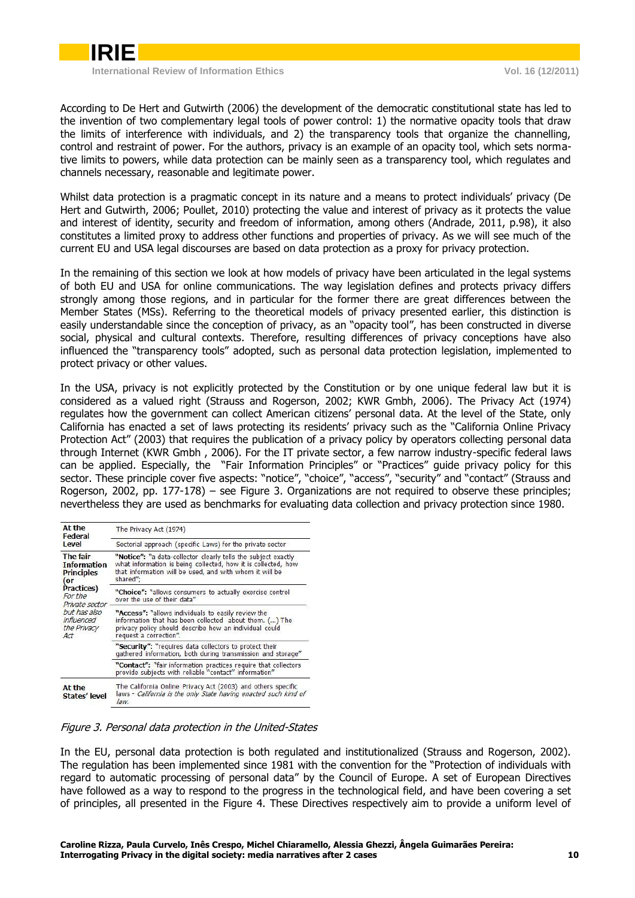According to De Hert and Gutwirth (2006) the development of the democratic constitutional state has led to the invention of two complementary legal tools of power control: 1) the normative opacity tools that draw the limits of interference with individuals, and 2) the transparency tools that organize the channelling, control and restraint of power. For the authors, privacy is an example of an opacity tool, which sets normative limits to powers, while data protection can be mainly seen as a transparency tool, which regulates and channels necessary, reasonable and legitimate power.

Whilst data protection is a pragmatic concept in its nature and a means to protect individuals' privacy (De Hert and Gutwirth, 2006; Poullet, 2010) protecting the value and interest of privacy as it protects the value and interest of identity, security and freedom of information, among others (Andrade, 2011, p.98), it also constitutes a limited proxy to address other functions and properties of privacy. As we will see much of the current EU and USA legal discourses are based on data protection as a proxy for privacy protection.

In the remaining of this section we look at how models of privacy have been articulated in the legal systems of both EU and USA for online communications. The way legislation defines and protects privacy differs strongly among those regions, and in particular for the former there are great differences between the Member States (MSs). Referring to the theoretical models of privacy presented earlier, this distinction is easily understandable since the conception of privacy, as an "opacity tool", has been constructed in diverse social, physical and cultural contexts. Therefore, resulting differences of privacy conceptions have also influenced the "transparency tools" adopted, such as personal data protection legislation, implemented to protect privacy or other values.

In the USA, privacy is not explicitly protected by the Constitution or by one unique federal law but it is considered as a valued right (Strauss and Rogerson, 2002; KWR Gmbh, 2006). The Privacy Act (1974) regulates how the government can collect American citizens' personal data. At the level of the State, only California has enacted a set of laws protecting its residents' privacy such as the "California Online Privacy Protection Act" (2003) that requires the publication of a privacy policy by operators collecting personal data through Internet (KWR Gmbh , 2006). For the IT private sector, a few narrow industry-specific federal laws can be applied. Especially, the "Fair Information Principles" or "Practices" guide privacy policy for this sector. These principle cover five aspects: "notice", "choice", "access", "security" and "contact" (Strauss and Rogerson, 2002, pp. 177-178) – see Figure 3. Organizations are not required to observe these principles; nevertheless they are used as benchmarks for evaluating data collection and privacy protection since 1980.

| | |
|---|---|
| **At the Federal Level** | The Privacy Act (1974) |
| | Sectorial approach (specific Laws) for the private sector |
| **The fair Information Principles (or Practices)** *For the Private sector but has also influenced the Privacy Act* | **"Notice":** "a data-collector clearly tells the subject exactly what information is being collected, how it is collected, how that information will be used, and with whom it will be shared"; |
| | **"Choice":** "allows consumers to actually exercise control over the use of their data" |
| | **"Access":** "allows individuals to easily review the information that has been collected about them. (...) The privacy policy should describe how an individual could request a correction". |
| | **"Security":** "requires data collectors to protect their gathered information, both during transmission and storage" |
| | **"Contact":** "fair information practices require that collectors provide subjects with reliable "contact" information" |
| **At the States' level** | The California Online Privacy Act (2003) and others specific laws - *California is the only State having enacted such kind of law.* |

*Figure 3. Personal data protection in the United-States*

In the EU, personal data protection is both regulated and institutionalized (Strauss and Rogerson, 2002). The regulation has been implemented since 1981 with the convention for the "Protection of individuals with regard to automatic processing of personal data" by the Council of Europe. A set of European Directives have followed as a way to respond to the progress in the technological field, and have been covering a set of principles, all presented in the Figure 4. These Directives respectively aim to provide a uniform level of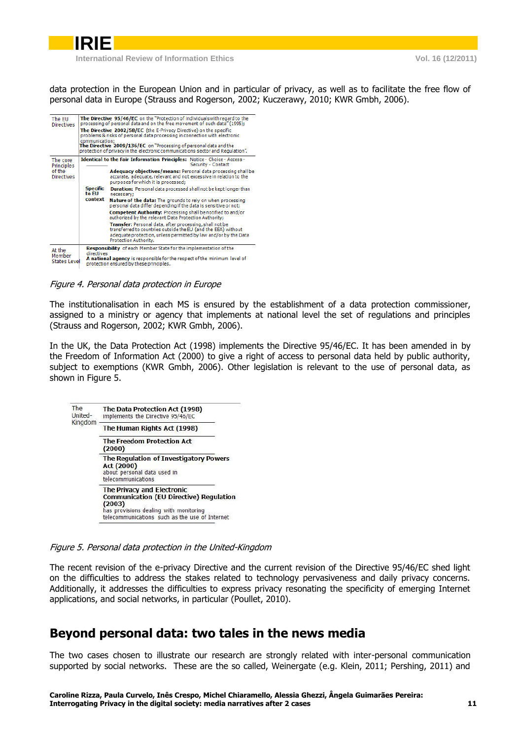data protection in the European Union and in particular of privacy, as well as to facilitate the free flow of personal data in Europe (Strauss and Rogerson, 2002; Kuczerawy, 2010; KWR Gmbh, 2006).

| | | |
|---|---|---|
| The EU Directives | | **The Directive 95/46/EC** on the "Protection of individuals with regard to the processing of personal data and on the free movement of such data" (1995); **The Directive 2002/58/EC** (the E-Privacy Directive) on the specific problems & risks of personal data processing in connection with electronic communication; **The Directive 2009/136/EC** on "Processing of personal data and the protection of privacy in the electronic communications sector and Regulation". |
| The core Principles of the Directives | | **Identical to the Fair Information Principles:** Notice - Choice - Access - Security - Contact |
| | **Specific to EU context** | **Adequacy objectives/means:** Personal data processing shall be accurate, adequate, relevant and not excessive in relation to the purposes for which it is processed; |
| | | **Duration:** Personal data processed shall not be kept longer than necessary; |
| | | **Nature of the data:** The grounds to rely on when processing personal data differ depending if the data is sensitive or not; |
| | | **Competent Authority:** Processing shall be notified to and/or authorized by the relevant Data Protection Authority; |
| | | **Transfer:** Personal data, after processing, shall not be transferred to countries outside the EU (and the EEA) without adequate protection, unless permitted by law and/or by the Data Protection Authority. |
| At the Member States Level | | **Responsibility** of each Member State for the implementation of the directives; **A national agency** is responsible for the respect of the minimum level of protection ensured by these principles. |

*Figure 4. Personal data protection in Europe*

The institutionalisation in each MS is ensured by the establishment of a data protection commissioner, assigned to a ministry or agency that implements at national level the set of regulations and principles (Strauss and Rogerson, 2002; KWR Gmbh, 2006).

In the UK, the Data Protection Act (1998) implements the Directive 95/46/EC. It has been amended in by the Freedom of Information Act (2000) to give a right of access to personal data held by public authority, subject to exemptions (KWR Gmbh, 2006). Other legislation is relevant to the use of personal data, as shown in Figure 5.

| | |
|---|---|
| The United-Kingdom | **The Data Protection Act (1998)** implements the Directive 95/46/EC |
| | **The Human Rights Act (1998)** |
| | **The Freedom Protection Act (2000)** |
| | **The Regulation of Investigatory Powers Act (2000)** about personal data used in telecommunications |
| | **The Privacy and Electronic Communication (EU Directive) Regulation (2003)** has provisions dealing with monitoring telecommunications such as the use of Internet |

*Figure 5. Personal data protection in the United-Kingdom*

The recent revision of the e-privacy Directive and the current revision of the Directive 95/46/EC shed light on the difficulties to address the stakes related to technology pervasiveness and daily privacy concerns. Additionally, it addresses the difficulties to express privacy resonating the specificity of emerging Internet applications, and social networks, in particular (Poullet, 2010).

## Beyond personal data: two tales in the news media

The two cases chosen to illustrate our research are strongly related with inter-personal communication supported by social networks. These are the so called, Weinergate (e.g. Klein, 2011; Pershing, 2011) and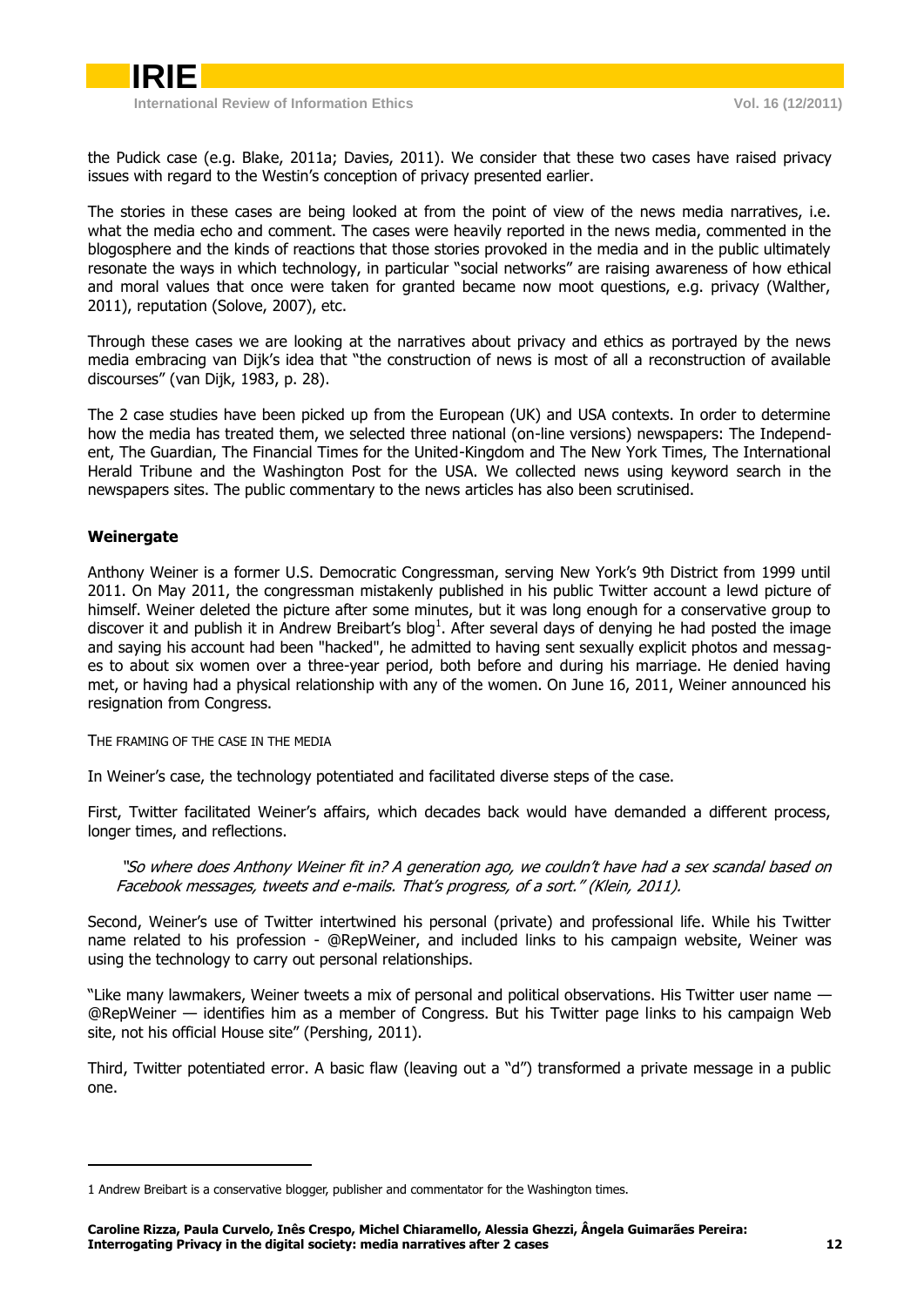the Pudick case (e.g. Blake, 2011a; Davies, 2011). We consider that these two cases have raised privacy issues with regard to the Westin's conception of privacy presented earlier.

The stories in these cases are being looked at from the point of view of the news media narratives, i.e. what the media echo and comment. The cases were heavily reported in the news media, commented in the blogosphere and the kinds of reactions that those stories provoked in the media and in the public ultimately resonate the ways in which technology, in particular "social networks" are raising awareness of how ethical and moral values that once were taken for granted became now moot questions, e.g. privacy (Walther, 2011), reputation (Solove, 2007), etc.

Through these cases we are looking at the narratives about privacy and ethics as portrayed by the news media embracing van Dijk's idea that "the construction of news is most of all a reconstruction of available discourses" (van Dijk, 1983, p. 28).

The 2 case studies have been picked up from the European (UK) and USA contexts. In order to determine how the media has treated them, we selected three national (on-line versions) newspapers: The Independent, The Guardian, The Financial Times for the United-Kingdom and The New York Times, The International Herald Tribune and the Washington Post for the USA. We collected news using keyword search in the newspapers sites. The public commentary to the news articles has also been scrutinised.

**Weinergate**

Anthony Weiner is a former U.S. Democratic Congressman, serving New York's 9th District from 1999 until 2011. On May 2011, the congressman mistakenly published in his public Twitter account a lewd picture of himself. Weiner deleted the picture after some minutes, but it was long enough for a conservative group to discover it and publish it in Andrew Breibart's blog[1]. After several days of denying he had posted the image and saying his account had been "hacked", he admitted to having sent sexually explicit photos and messages to about six women over a three-year period, both before and during his marriage. He denied having met, or having had a physical relationship with any of the women. On June 16, 2011, Weiner announced his resignation from Congress.

THE FRAMING OF THE CASE IN THE MEDIA

In Weiner's case, the technology potentiated and facilitated diverse steps of the case.

First, Twitter facilitated Weiner's affairs, which decades back would have demanded a different process, longer times, and reflections.

> *"So where does Anthony Weiner fit in? A generation ago, we couldn't have had a sex scandal based on Facebook messages, tweets and e-mails. That's progress, of a sort." (Klein, 2011).*

Second, Weiner's use of Twitter intertwined his personal (private) and professional life. While his Twitter name related to his profession - @RepWeiner, and included links to his campaign website, Weiner was using the technology to carry out personal relationships.

"Like many lawmakers, Weiner tweets a mix of personal and political observations. His Twitter user name — @RepWeiner — identifies him as a member of Congress. But his Twitter page links to his campaign Web site, not his official House site" (Pershing, 2011).

Third, Twitter potentiated error. A basic flaw (leaving out a "d") transformed a private message in a public one.

---

1 Andrew Breibart is a conservative blogger, publisher and commentator for the Washington times.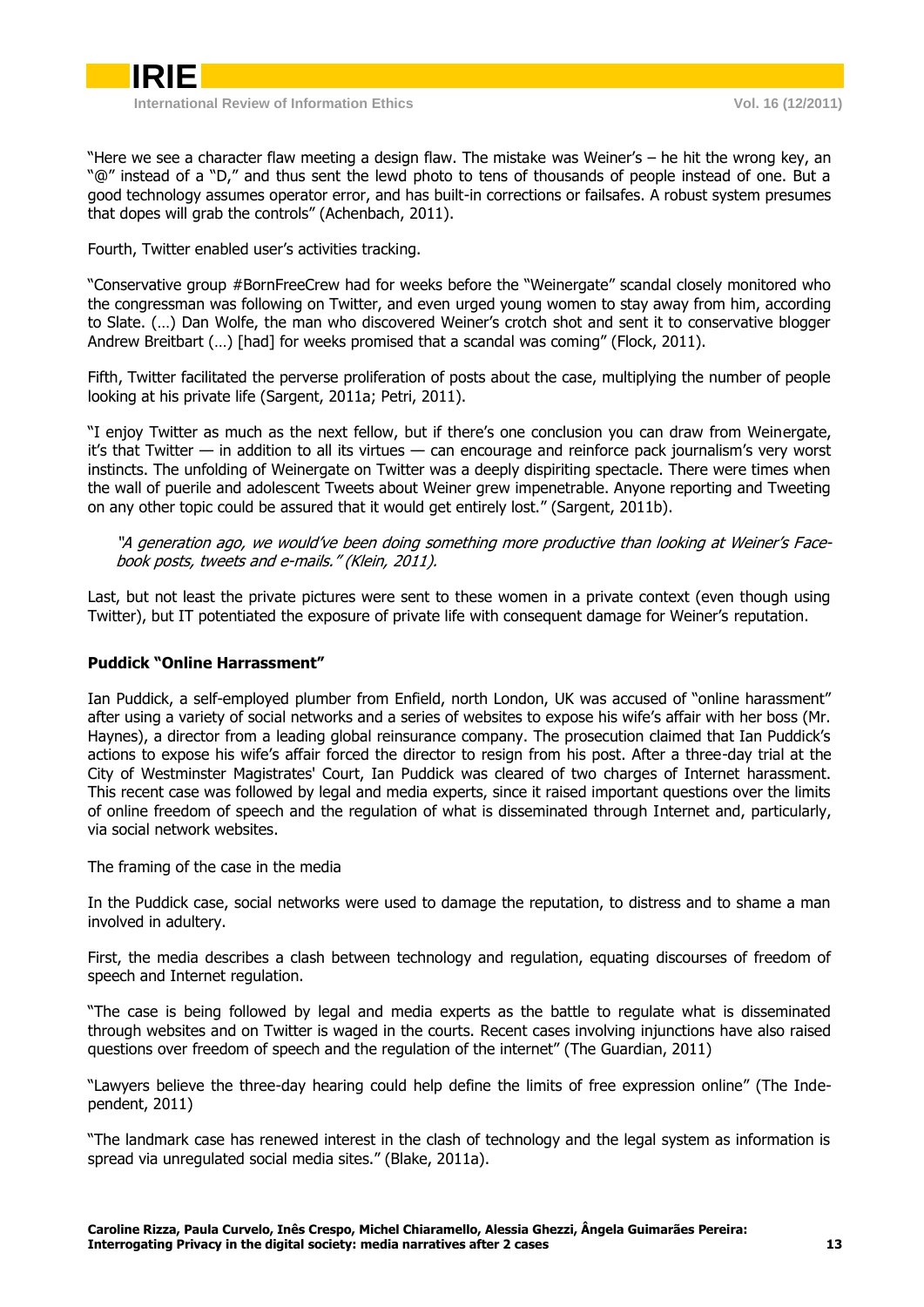"Here we see a character flaw meeting a design flaw. The mistake was Weiner's – he hit the wrong key, an "@" instead of a "D," and thus sent the lewd photo to tens of thousands of people instead of one. But a good technology assumes operator error, and has built-in corrections or failsafes. A robust system presumes that dopes will grab the controls" (Achenbach, 2011).

Fourth, Twitter enabled user's activities tracking.

"Conservative group #BornFreeCrew had for weeks before the "Weinergate" scandal closely monitored who the congressman was following on Twitter, and even urged young women to stay away from him, according to Slate. (…) Dan Wolfe, the man who discovered Weiner's crotch shot and sent it to conservative blogger Andrew Breitbart (…) [had] for weeks promised that a scandal was coming" (Flock, 2011).

Fifth, Twitter facilitated the perverse proliferation of posts about the case, multiplying the number of people looking at his private life (Sargent, 2011a; Petri, 2011).

"I enjoy Twitter as much as the next fellow, but if there's one conclusion you can draw from Weinergate, it's that Twitter — in addition to all its virtues — can encourage and reinforce pack journalism's very worst instincts. The unfolding of Weinergate on Twitter was a deeply dispiriting spectacle. There were times when the wall of puerile and adolescent Tweets about Weiner grew impenetrable. Anyone reporting and Tweeting on any other topic could be assured that it would get entirely lost." (Sargent, 2011b).

> *"A generation ago, we would've been doing something more productive than looking at Weiner's Facebook posts, tweets and e-mails." (Klein, 2011).*

Last, but not least the private pictures were sent to these women in a private context (even though using Twitter), but IT potentiated the exposure of private life with consequent damage for Weiner's reputation.

**Puddick "Online Harrassment"**

Ian Puddick, a self-employed plumber from Enfield, north London, UK was accused of "online harassment" after using a variety of social networks and a series of websites to expose his wife's affair with her boss (Mr. Haynes), a director from a leading global reinsurance company. The prosecution claimed that Ian Puddick's actions to expose his wife's affair forced the director to resign from his post. After a three-day trial at the City of Westminster Magistrates' Court, Ian Puddick was cleared of two charges of Internet harassment. This recent case was followed by legal and media experts, since it raised important questions over the limits of online freedom of speech and the regulation of what is disseminated through Internet and, particularly, via social network websites.

The framing of the case in the media

In the Puddick case, social networks were used to damage the reputation, to distress and to shame a man involved in adultery.

First, the media describes a clash between technology and regulation, equating discourses of freedom of speech and Internet regulation.

"The case is being followed by legal and media experts as the battle to regulate what is disseminated through websites and on Twitter is waged in the courts. Recent cases involving injunctions have also raised questions over freedom of speech and the regulation of the internet" (The Guardian, 2011)

"Lawyers believe the three-day hearing could help define the limits of free expression online" (The Independent, 2011)

"The landmark case has renewed interest in the clash of technology and the legal system as information is spread via unregulated social media sites." (Blake, 2011a).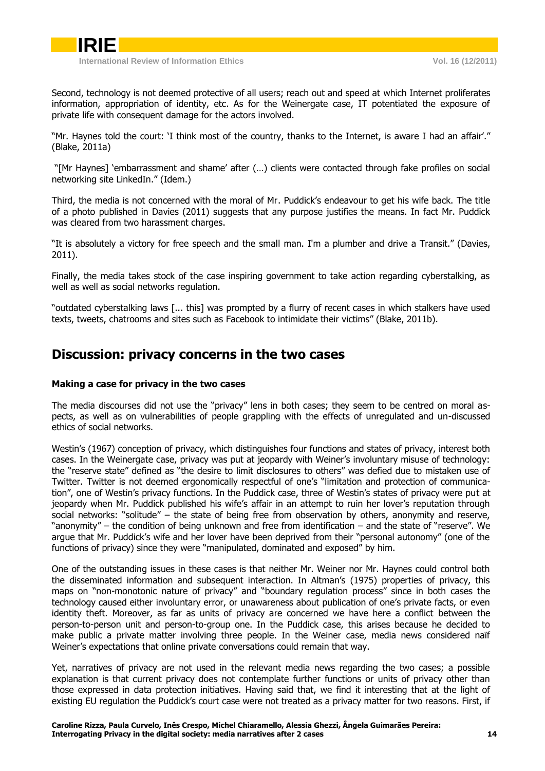Second, technology is not deemed protective of all users; reach out and speed at which Internet proliferates information, appropriation of identity, etc. As for the Weinergate case, IT potentiated the exposure of private life with consequent damage for the actors involved.

"Mr. Haynes told the court: 'I think most of the country, thanks to the Internet, is aware I had an affair'." (Blake, 2011a)

"[Mr Haynes] 'embarrassment and shame' after (…) clients were contacted through fake profiles on social networking site LinkedIn." (Idem.)

Third, the media is not concerned with the moral of Mr. Puddick's endeavour to get his wife back. The title of a photo published in Davies (2011) suggests that any purpose justifies the means. In fact Mr. Puddick was cleared from two harassment charges.

"It is absolutely a victory for free speech and the small man. I'm a plumber and drive a Transit." (Davies, 2011).

Finally, the media takes stock of the case inspiring government to take action regarding cyberstalking, as well as well as social networks regulation.

"outdated cyberstalking laws [... this] was prompted by a flurry of recent cases in which stalkers have used texts, tweets, chatrooms and sites such as Facebook to intimidate their victims" (Blake, 2011b).

## Discussion: privacy concerns in the two cases

### Making a case for privacy in the two cases

The media discourses did not use the "privacy" lens in both cases; they seem to be centred on moral aspects, as well as on vulnerabilities of people grappling with the effects of unregulated and un-discussed ethics of social networks.

Westin's (1967) conception of privacy, which distinguishes four functions and states of privacy, interest both cases. In the Weinergate case, privacy was put at jeopardy with Weiner's involuntary misuse of technology: the "reserve state" defined as "the desire to limit disclosures to others" was defied due to mistaken use of Twitter. Twitter is not deemed ergonomically respectful of one's "limitation and protection of communication", one of Westin's privacy functions. In the Puddick case, three of Westin's states of privacy were put at jeopardy when Mr. Puddick published his wife's affair in an attempt to ruin her lover's reputation through social networks: "solitude" – the state of being free from observation by others, anonymity and reserve, "anonymity" – the condition of being unknown and free from identification – and the state of "reserve". We argue that Mr. Puddick's wife and her lover have been deprived from their "personal autonomy" (one of the functions of privacy) since they were "manipulated, dominated and exposed" by him.

One of the outstanding issues in these cases is that neither Mr. Weiner nor Mr. Haynes could control both the disseminated information and subsequent interaction. In Altman's (1975) properties of privacy, this maps on "non-monotonic nature of privacy" and "boundary regulation process" since in both cases the technology caused either involuntary error, or unawareness about publication of one's private facts, or even identity theft. Moreover, as far as units of privacy are concerned we have here a conflict between the person-to-person unit and person-to-group one. In the Puddick case, this arises because he decided to make public a private matter involving three people. In the Weiner case, media news considered naïf Weiner's expectations that online private conversations could remain that way.

Yet, narratives of privacy are not used in the relevant media news regarding the two cases; a possible explanation is that current privacy does not contemplate further functions or units of privacy other than those expressed in data protection initiatives. Having said that, we find it interesting that at the light of existing EU regulation the Puddick's court case were not treated as a privacy matter for two reasons. First, if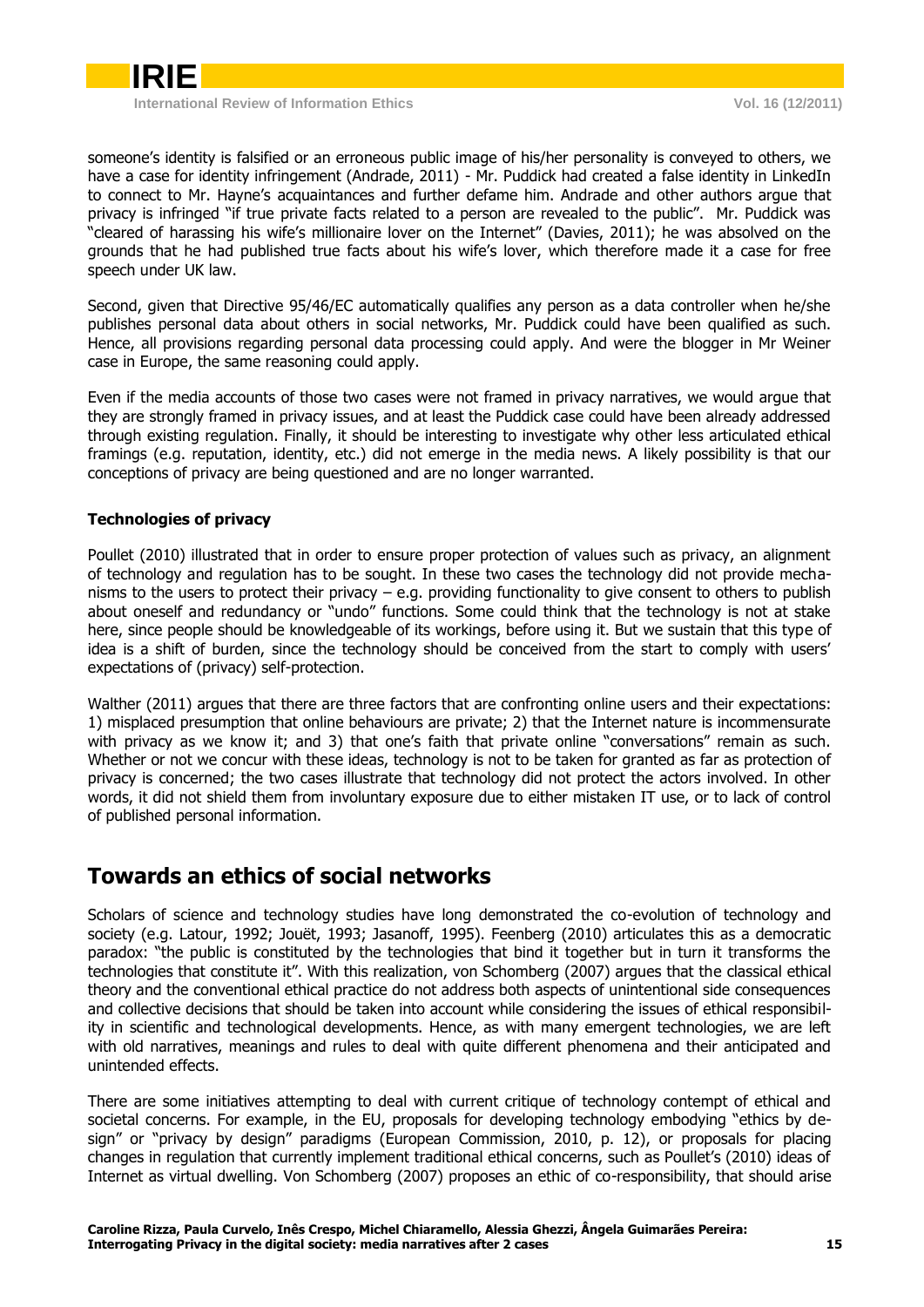someone's identity is falsified or an erroneous public image of his/her personality is conveyed to others, we have a case for identity infringement (Andrade, 2011) - Mr. Puddick had created a false identity in LinkedIn to connect to Mr. Hayne's acquaintances and further defame him. Andrade and other authors argue that privacy is infringed "if true private facts related to a person are revealed to the public". Mr. Puddick was "cleared of harassing his wife's millionaire lover on the Internet" (Davies, 2011); he was absolved on the grounds that he had published true facts about his wife's lover, which therefore made it a case for free speech under UK law.

Second, given that Directive 95/46/EC automatically qualifies any person as a data controller when he/she publishes personal data about others in social networks, Mr. Puddick could have been qualified as such. Hence, all provisions regarding personal data processing could apply. And were the blogger in Mr Weiner case in Europe, the same reasoning could apply.

Even if the media accounts of those two cases were not framed in privacy narratives, we would argue that they are strongly framed in privacy issues, and at least the Puddick case could have been already addressed through existing regulation. Finally, it should be interesting to investigate why other less articulated ethical framings (e.g. reputation, identity, etc.) did not emerge in the media news. A likely possibility is that our conceptions of privacy are being questioned and are no longer warranted.

### Technologies of privacy

Poullet (2010) illustrated that in order to ensure proper protection of values such as privacy, an alignment of technology and regulation has to be sought. In these two cases the technology did not provide mechanisms to the users to protect their privacy – e.g. providing functionality to give consent to others to publish about oneself and redundancy or "undo" functions. Some could think that the technology is not at stake here, since people should be knowledgeable of its workings, before using it. But we sustain that this type of idea is a shift of burden, since the technology should be conceived from the start to comply with users' expectations of (privacy) self-protection.

Walther (2011) argues that there are three factors that are confronting online users and their expectations: 1) misplaced presumption that online behaviours are private; 2) that the Internet nature is incommensurate with privacy as we know it; and 3) that one's faith that private online "conversations" remain as such. Whether or not we concur with these ideas, technology is not to be taken for granted as far as protection of privacy is concerned; the two cases illustrate that technology did not protect the actors involved. In other words, it did not shield them from involuntary exposure due to either mistaken IT use, or to lack of control of published personal information.

## Towards an ethics of social networks

Scholars of science and technology studies have long demonstrated the co-evolution of technology and society (e.g. Latour, 1992; Jouët, 1993; Jasanoff, 1995). Feenberg (2010) articulates this as a democratic paradox: "the public is constituted by the technologies that bind it together but in turn it transforms the technologies that constitute it". With this realization, von Schomberg (2007) argues that the classical ethical theory and the conventional ethical practice do not address both aspects of unintentional side consequences and collective decisions that should be taken into account while considering the issues of ethical responsibility in scientific and technological developments. Hence, as with many emergent technologies, we are left with old narratives, meanings and rules to deal with quite different phenomena and their anticipated and unintended effects.

There are some initiatives attempting to deal with current critique of technology contempt of ethical and societal concerns. For example, in the EU, proposals for developing technology embodying "ethics by design" or "privacy by design" paradigms (European Commission, 2010, p. 12), or proposals for placing changes in regulation that currently implement traditional ethical concerns, such as Poullet's (2010) ideas of Internet as virtual dwelling. Von Schomberg (2007) proposes an ethic of co-responsibility, that should arise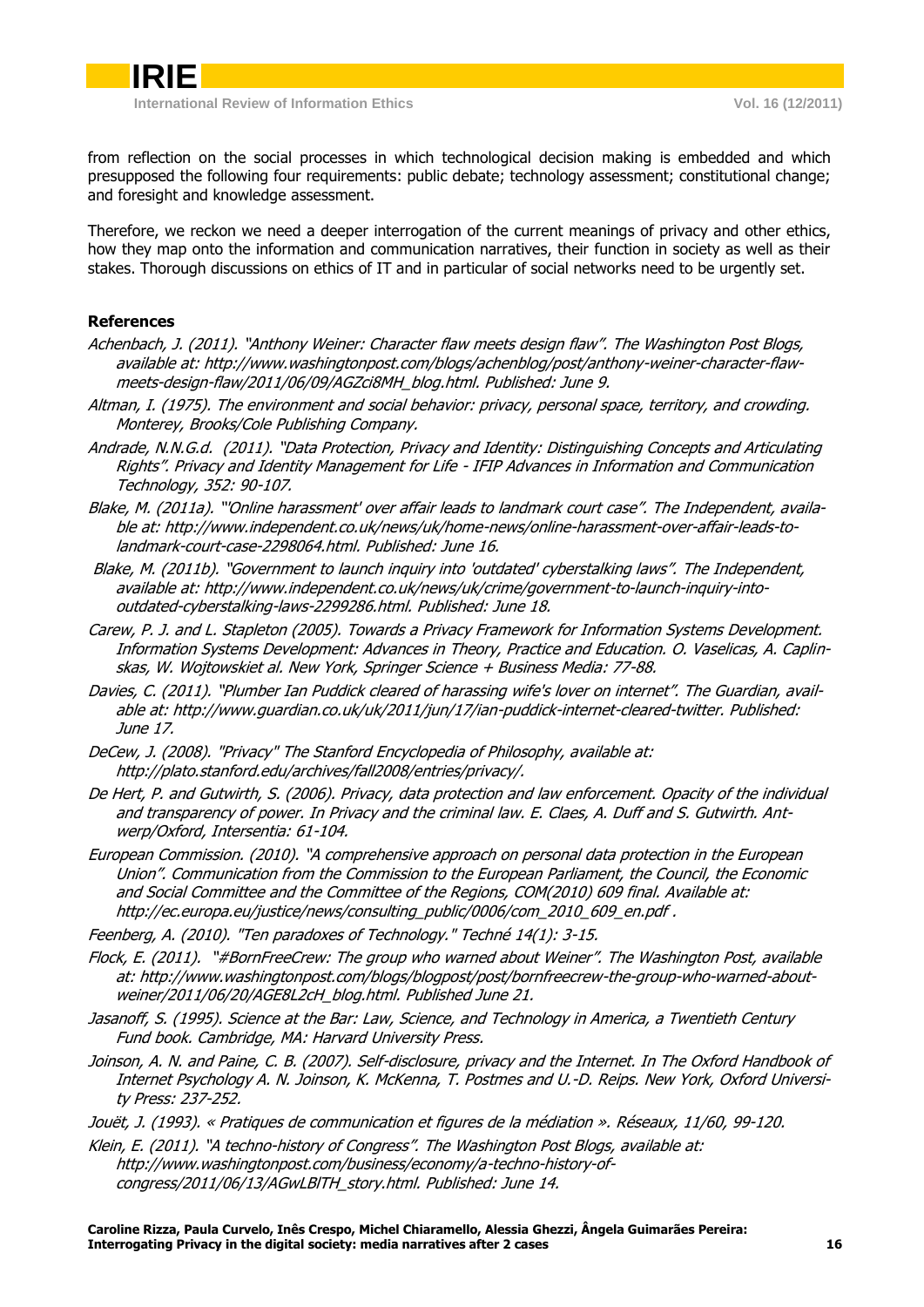from reflection on the social processes in which technological decision making is embedded and which presupposed the following four requirements: public debate; technology assessment; constitutional change; and foresight and knowledge assessment.

Therefore, we reckon we need a deeper interrogation of the current meanings of privacy and other ethics, how they map onto the information and communication narratives, their function in society as well as their stakes. Thorough discussions on ethics of IT and in particular of social networks need to be urgently set.

**References**

*Achenbach, J. (2011). "Anthony Weiner: Character flaw meets design flaw". The Washington Post Blogs, available at: http://www.washingtonpost.com/blogs/achenblog/post/anthony-weiner-character-flaw-meets-design-flaw/2011/06/09/AGZci8MH_blog.html. Published: June 9.*

*Altman, I. (1975). The environment and social behavior: privacy, personal space, territory, and crowding. Monterey, Brooks/Cole Publishing Company.*

*Andrade, N.N.G.d. (2011). "Data Protection, Privacy and Identity: Distinguishing Concepts and Articulating Rights". Privacy and Identity Management for Life - IFIP Advances in Information and Communication Technology, 352: 90-107.*

*Blake, M. (2011a). "'Online harassment' over affair leads to landmark court case". The Independent, available at: http://www.independent.co.uk/news/uk/home-news/online-harassment-over-affair-leads-to-landmark-court-case-2298064.html. Published: June 16.*

*Blake, M. (2011b). "Government to launch inquiry into 'outdated' cyberstalking laws". The Independent, available at: http://www.independent.co.uk/news/uk/crime/government-to-launch-inquiry-into-outdated-cyberstalking-laws-2299286.html. Published: June 18.*

*Carew, P. J. and L. Stapleton (2005). Towards a Privacy Framework for Information Systems Development. Information Systems Development: Advances in Theory, Practice and Education. O. Vaselicas, A. Caplinskas, W. Wojtowskiet al. New York, Springer Science + Business Media: 77-88.*

*Davies, C. (2011). "Plumber Ian Puddick cleared of harassing wife's lover on internet". The Guardian, available at: http://www.guardian.co.uk/uk/2011/jun/17/ian-puddick-internet-cleared-twitter. Published: June 17.*

*DeCew, J. (2008). "Privacy" The Stanford Encyclopedia of Philosophy, available at: http://plato.stanford.edu/archives/fall2008/entries/privacy/.*

*De Hert, P. and Gutwirth, S. (2006). Privacy, data protection and law enforcement. Opacity of the individual and transparency of power. In Privacy and the criminal law. E. Claes, A. Duff and S. Gutwirth. Antwerp/Oxford, Intersentia: 61-104.*

*European Commission. (2010). "A comprehensive approach on personal data protection in the European Union". Communication from the Commission to the European Parliament, the Council, the Economic and Social Committee and the Committee of the Regions, COM(2010) 609 final. Available at: http://ec.europa.eu/justice/news/consulting_public/0006/com_2010_609_en.pdf .*

*Feenberg, A. (2010). "Ten paradoxes of Technology." Techné 14(1): 3-15.*

*Flock, E. (2011). "#BornFreeCrew: The group who warned about Weiner". The Washington Post, available at: http://www.washingtonpost.com/blogs/blogpost/post/bornfreecrew-the-group-who-warned-about-weiner/2011/06/20/AGE8L2cH_blog.html. Published June 21.*

*Jasanoff, S. (1995). Science at the Bar: Law, Science, and Technology in America, a Twentieth Century Fund book. Cambridge, MA: Harvard University Press.*

*Joinson, A. N. and Paine, C. B. (2007). Self-disclosure, privacy and the Internet. In The Oxford Handbook of Internet Psychology A. N. Joinson, K. McKenna, T. Postmes and U.-D. Reips. New York, Oxford University Press: 237-252.*

*Jouët, J. (1993). « Pratiques de communication et figures de la médiation ». Réseaux, 11/60, 99-120.*

*Klein, E. (2011). "A techno-history of Congress". The Washington Post Blogs, available at: http://www.washingtonpost.com/business/economy/a-techno-history-of-congress/2011/06/13/AGwLBlTH_story.html. Published: June 14.*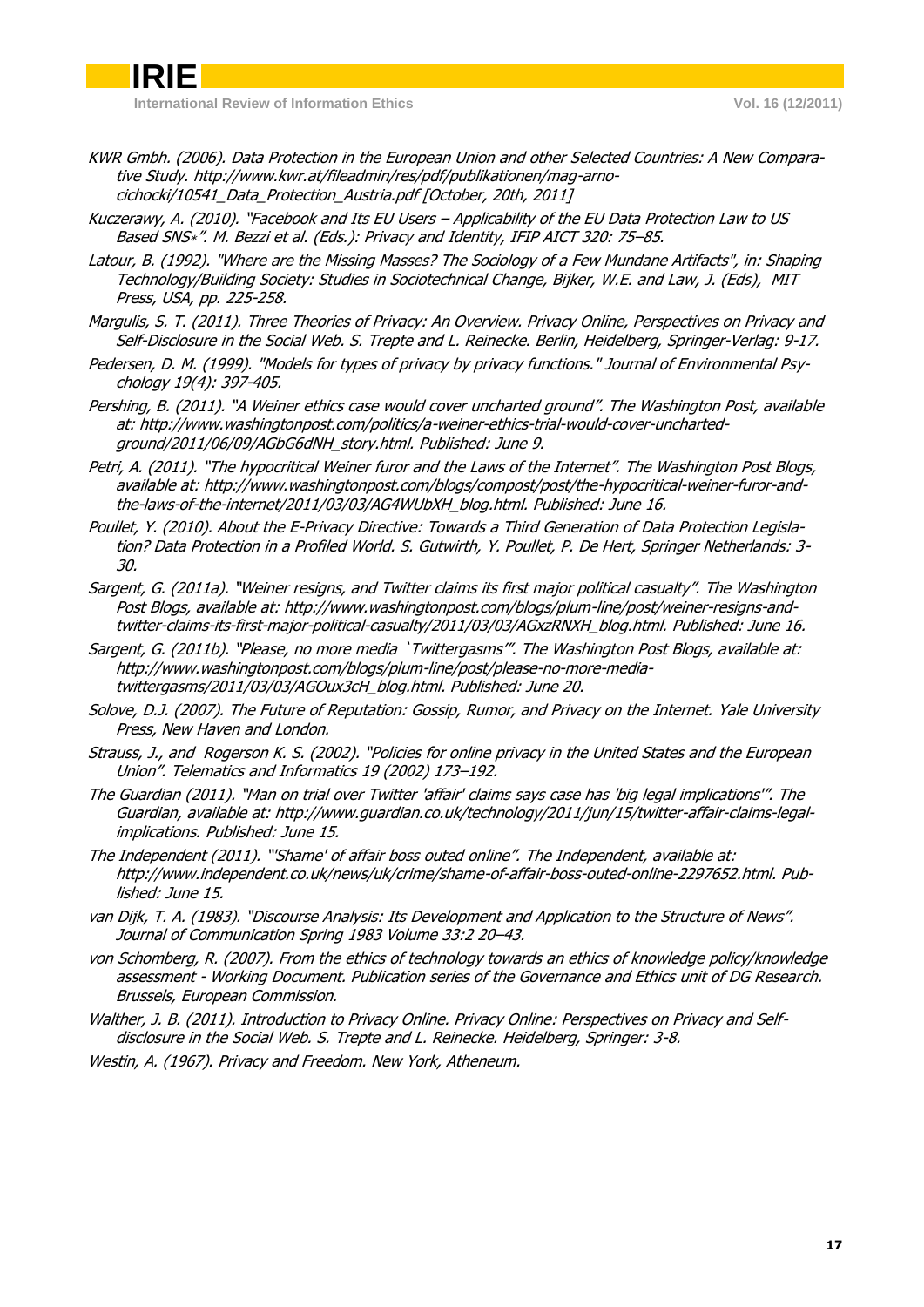*KWR Gmbh. (2006). Data Protection in the European Union and other Selected Countries: A New Comparative Study. http://www.kwr.at/fileadmin/res/pdf/publikationen/mag-arno-cichocki/10541_Data_Protection_Austria.pdf [October, 20th, 2011]*

*Kuczerawy, A. (2010). "Facebook and Its EU Users – Applicability of the EU Data Protection Law to US Based SNS*". M. Bezzi et al. (Eds.): Privacy and Identity, IFIP AICT 320: 75–85.*

*Latour, B. (1992). "Where are the Missing Masses? The Sociology of a Few Mundane Artifacts", in: Shaping Technology/Building Society: Studies in Sociotechnical Change, Bijker, W.E. and Law, J. (Eds), MIT Press, USA, pp. 225-258.*

*Margulis, S. T. (2011). Three Theories of Privacy: An Overview. Privacy Online, Perspectives on Privacy and Self-Disclosure in the Social Web. S. Trepte and L. Reinecke. Berlin, Heidelberg, Springer-Verlag: 9-17.*

*Pedersen, D. M. (1999). "Models for types of privacy by privacy functions." Journal of Environmental Psychology 19(4): 397-405.*

*Pershing, B. (2011). "A Weiner ethics case would cover uncharted ground". The Washington Post, available at: http://www.washingtonpost.com/politics/a-weiner-ethics-trial-would-cover-uncharted-ground/2011/06/09/AGbG6dNH_story.html. Published: June 9.*

*Petri, A. (2011). "The hypocritical Weiner furor and the Laws of the Internet". The Washington Post Blogs, available at: http://www.washingtonpost.com/blogs/compost/post/the-hypocritical-weiner-furor-and-the-laws-of-the-internet/2011/03/03/AG4WUbXH_blog.html. Published: June 16.*

*Poullet, Y. (2010). About the E-Privacy Directive: Towards a Third Generation of Data Protection Legislation? Data Protection in a Profiled World. S. Gutwirth, Y. Poullet, P. De Hert, Springer Netherlands: 3-30.*

*Sargent, G. (2011a). "Weiner resigns, and Twitter claims its first major political casualty". The Washington Post Blogs, available at: http://www.washingtonpost.com/blogs/plum-line/post/weiner-resigns-and-twitter-claims-its-first-major-political-casualty/2011/03/03/AGxzRNXH_blog.html. Published: June 16.*

*Sargent, G. (2011b). "Please, no more media `Twittergasms'". The Washington Post Blogs, available at: http://www.washingtonpost.com/blogs/plum-line/post/please-no-more-media-twittergasms/2011/03/03/AGOux3cH_blog.html. Published: June 20.*

*Solove, D.J. (2007). The Future of Reputation: Gossip, Rumor, and Privacy on the Internet. Yale University Press, New Haven and London.*

*Strauss, J., and Rogerson K. S. (2002). "Policies for online privacy in the United States and the European Union". Telematics and Informatics 19 (2002) 173–192.*

*The Guardian (2011). "Man on trial over Twitter 'affair' claims says case has 'big legal implications'". The Guardian, available at: http://www.guardian.co.uk/technology/2011/jun/15/twitter-affair-claims-legal-implications. Published: June 15.*

*The Independent (2011). "'Shame' of affair boss outed online". The Independent, available at: http://www.independent.co.uk/news/uk/crime/shame-of-affair-boss-outed-online-2297652.html. Published: June 15.*

*van Dijk, T. A. (1983). "Discourse Analysis: Its Development and Application to the Structure of News". Journal of Communication Spring 1983 Volume 33:2 20–43.*

*von Schomberg, R. (2007). From the ethics of technology towards an ethics of knowledge policy/knowledge assessment - Working Document. Publication series of the Governance and Ethics unit of DG Research. Brussels, European Commission.*

*Walther, J. B. (2011). Introduction to Privacy Online. Privacy Online: Perspectives on Privacy and Self-disclosure in the Social Web. S. Trepte and L. Reinecke. Heidelberg, Springer: 3-8.*

*Westin, A. (1967). Privacy and Freedom. New York, Atheneum.*